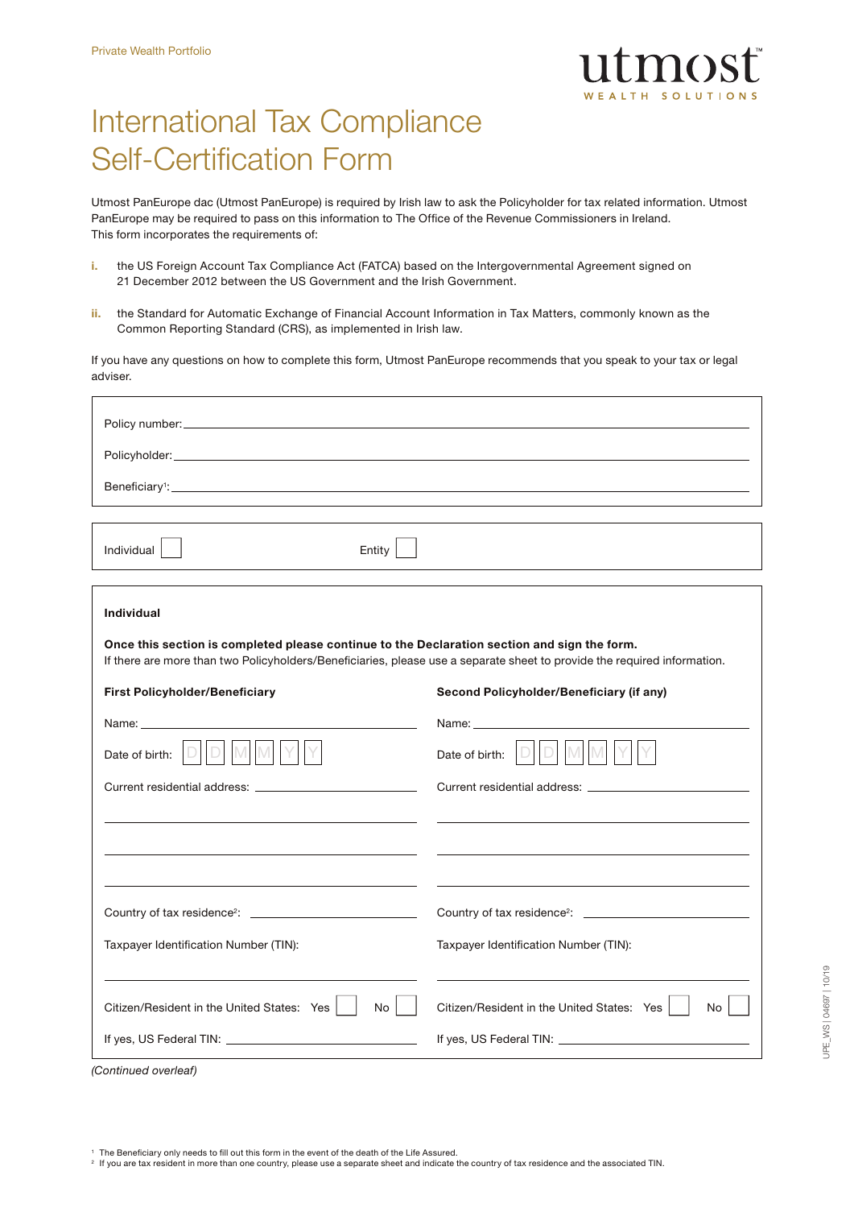Private Wealth Portfolio

utmost WEALTH SOLUTIONS

# International Tax Compliance Self-Certification Form

Utmost PanEurope dac (Utmost PanEurope) is required by Irish law to ask the Policyholder for tax related information. Utmost PanEurope may be required to pass on this information to The Office of the Revenue Commissioners in Ireland.
This form incorporates the requirements of:

i. the US Foreign Account Tax Compliance Act (FATCA) based on the Intergovernmental Agreement signed on 21 December 2012 between the US Government and the Irish Government.

ii. the Standard for Automatic Exchange of Financial Account Information in Tax Matters, commonly known as the Common Reporting Standard (CRS), as implemented in Irish law.

If you have any questions on how to complete this form, Utmost PanEurope recommends that you speak to your tax or legal adviser.

Policy number: ______________________________

Policyholder: ______________________________

Beneficiary[1]: ______________________________

Individual ☐ Entity ☐

## Individual

**Once this section is completed please continue to the Declaration section and sign the form.**
If there are more than two Policyholders/Beneficiaries, please use a separate sheet to provide the required information.

| **First Policyholder/Beneficiary** | **Second Policyholder/Beneficiary (if any)** |
|---|---|
| Name: ______________ | Name: ______________ |
| Date of birth: D D M M Y Y | Date of birth: D D M M Y Y |
| Current residential address: ______________ | Current residential address: ______________ |
| ______________ | ______________ |
| ______________ | ______________ |
| ______________ | ______________ |
| Country of tax residence[2]: ______________ | Country of tax residence[2]: ______________ |
| Taxpayer Identification Number (TIN): ______________ | Taxpayer Identification Number (TIN): ______________ |
| Citizen/Resident in the United States: Yes ☐ No ☐ | Citizen/Resident in the United States: Yes ☐ No ☐ |
| If yes, US Federal TIN: ______________ | If yes, US Federal TIN: ______________ |

*(Continued overleaf)*

[1] The Beneficiary only needs to fill out this form in the event of the death of the Life Assured.
[2] If you are tax resident in more than one country, please use a separate sheet and indicate the country of tax residence and the associated TIN.

UPE_WS | 04697 | 10/19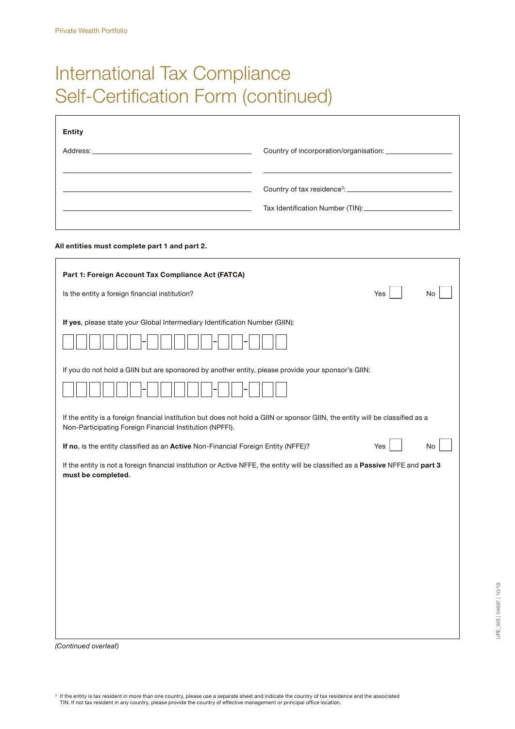# International Tax Compliance Self-Certification Form (continued)

**Entity**

Address: ______________________________

______________________________

______________________________

______________________________

Country of incorporation/organisation: ______________________________

______________________________

Country of tax residence[3]: ______________________________

Tax Identification Number (TIN): ______________________________

**All entities must complete part 1 and part 2.**

**Part 1: Foreign Account Tax Compliance Act (FATCA)**

Is the entity a foreign financial institution? Yes ☐ No ☐

**If yes**, please state your Global Intermediary Identification Number (GIIN):

☐☐☐☐☐☐-☐☐☐☐☐-☐☐-☐☐☐

If you do not hold a GIIN but are sponsored by another entity, please provide your sponsor's GIIN:

☐☐☐☐☐☐-☐☐☐☐☐-☐☐-☐☐☐

If the entity is a foreign financial institution but does not hold a GIIN or sponsor GIIN, the entity will be classified as a Non-Participating Foreign Financial Institution (NPFFI).

**If no**, is the entity classified as an **Active** Non-Financial Foreign Entity (NFFE)? Yes ☐ No ☐

If the entity is not a foreign financial institution or Active NFFE, the entity will be classified as a **Passive** NFFE and **part 3 must be completed**.

*(Continued overleaf)*

[3] If the entity is tax resident in more than one country, please use a separate sheet and indicate the country of tax residence and the associated TIN. If not tax resident in any country, please provide the country of effective management or principal office location.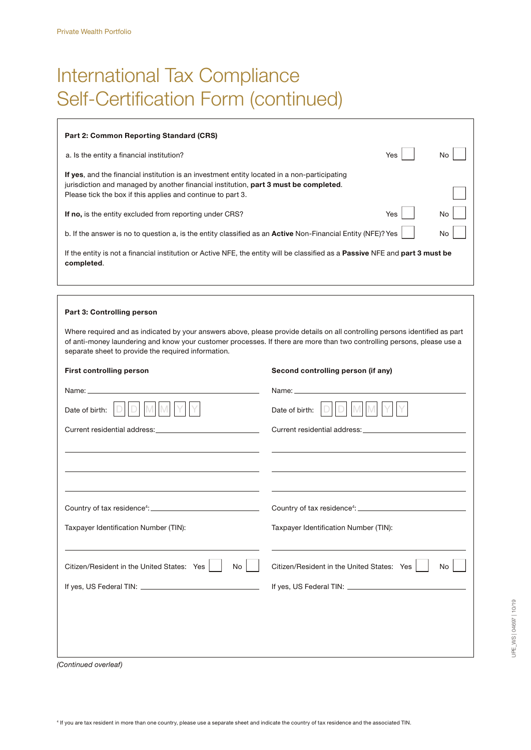# International Tax Compliance Self-Certification Form (continued)

**Part 2: Common Reporting Standard (CRS)**

a. Is the entity a financial institution? Yes ☐ No ☐

**If yes**, and the financial institution is an investment entity located in a non-participating jurisdiction and managed by another financial institution, **part 3 must be completed**. Please tick the box if this applies and continue to part 3. ☐

**If no,** is the entity excluded from reporting under CRS? Yes ☐ No ☐

b. If the answer is no to question a, is the entity classified as an **Active** Non-Financial Entity (NFE)? Yes ☐ No ☐

If the entity is not a financial institution or Active NFE, the entity will be classified as a **Passive** NFE and **part 3 must be completed**.

**Part 3: Controlling person**

Where required and as indicated by your answers above, please provide details on all controlling persons identified as part of anti-money laundering and know your customer processes. If there are more than two controlling persons, please use a separate sheet to provide the required information.

**First controlling person**

Name: ______________________

Date of birth: D D M M Y Y

Current residential address: ______________________

______________________

______________________

______________________

Country of tax residence[4]: ______________________

Taxpayer Identification Number (TIN):

______________________

Citizen/Resident in the United States: Yes ☐ No ☐

If yes, US Federal TIN: ______________________

**Second controlling person (if any)**

Name: ______________________

Date of birth: D D M M Y Y

Current residential address: ______________________

______________________

______________________

______________________

Country of tax residence[4]: ______________________

Taxpayer Identification Number (TIN):

______________________

Citizen/Resident in the United States: Yes ☐ No ☐

If yes, US Federal TIN: ______________________

*(Continued overleaf)*

[4] If you are tax resident in more than one country, please use a separate sheet and indicate the country of tax residence and the associated TIN.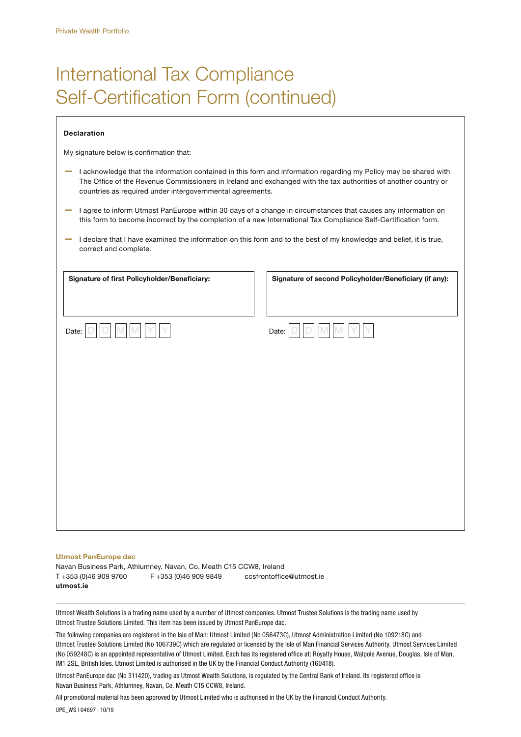# International Tax Compliance Self-Certification Form (continued)

**Declaration**

My signature below is confirmation that:

- I acknowledge that the information contained in this form and information regarding my Policy may be shared with The Office of the Revenue Commissioners in Ireland and exchanged with the tax authorities of another country or countries as required under intergovernmental agreements.
- I agree to inform Utmost PanEurope within 30 days of a change in circumstances that causes any information on this form to become incorrect by the completion of a new International Tax Compliance Self-Certification form.
- I declare that I have examined the information on this form and to the best of my knowledge and belief, it is true, correct and complete.

| **Signature of first Policyholder/Beneficiary:** | **Signature of second Policyholder/Beneficiary (if any):** |
|---|---|
| | |
| Date: D D M M Y Y | Date: D D M M Y Y |

**Utmost PanEurope dac**
Navan Business Park, Athlumney, Navan, Co. Meath C15 CCW8, Ireland
T +353 (0)46 909 9760   F +353 (0)46 909 9849   ccsfrontoffice@utmost.ie
**utmost.ie**

Utmost Wealth Solutions is a trading name used by a number of Utmost companies. Utmost Trustee Solutions is the trading name used by Utmost Trustee Solutions Limited. This item has been issued by Utmost PanEurope dac.

The following companies are registered in the Isle of Man: Utmost Limited (No 056473C), Utmost Administration Limited (No 109218C) and Utmost Trustee Solutions Limited (No 106739C) which are regulated or licensed by the Isle of Man Financial Services Authority. Utmost Services Limited (No 059248C) is an appointed representative of Utmost Limited. Each has its registered office at: Royalty House, Walpole Avenue, Douglas, Isle of Man, IM1 2SL, British Isles. Utmost Limited is authorised in the UK by the Financial Conduct Authority (160418).

Utmost PanEurope dac (No 311420), trading as Utmost Wealth Solutions, is regulated by the Central Bank of Ireland. Its registered office is Navan Business Park, Athlumney, Navan, Co. Meath C15 CCW8, Ireland.

All promotional material has been approved by Utmost Limited who is authorised in the UK by the Financial Conduct Authority.

UPE_WS | 04697 | 10/19